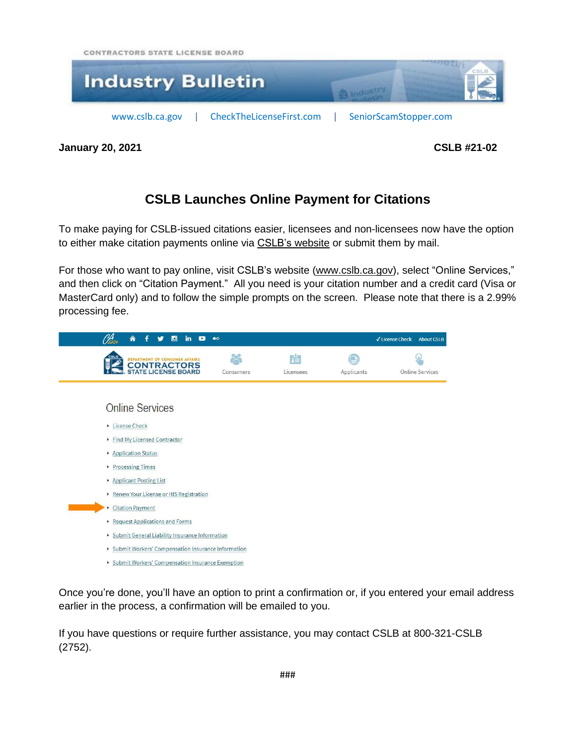CONTRACTORS STATE LICENSE BOARD

# Industry Bulletin

www.cslb.ca.gov | CheckTheLicenseFirst.com | SeniorScamStopper.com

**January 20, 2021** **CSLB #21-02**

## CSLB Launches Online Payment for Citations

To make paying for CSLB-issued citations easier, licensees and non-licensees now have the option to either make citation payments online via CSLB's website or submit them by mail.

For those who want to pay online, visit CSLB's website (www.cslb.ca.gov), select "Online Services," and then click on "Citation Payment." All you need is your citation number and a credit card (Visa or MasterCard only) and to follow the simple prompts on the screen. Please note that there is a 2.99% processing fee.

Online Services

- License Check
- Find My Licensed Contractor
- Application Status
- Processing Times
- Applicant Posting List
- Renew Your License or HIS Registration
- Citation Payment
- Request Applications and Forms
- Submit General Liability Insurance Information
- Submit Workers' Compensation Insurance Information
- Submit Workers' Compensation Insurance Exemption

Once you're done, you'll have an option to print a confirmation or, if you entered your email address earlier in the process, a confirmation will be emailed to you.

If you have questions or require further assistance, you may contact CSLB at 800-321-CSLB (2752).

###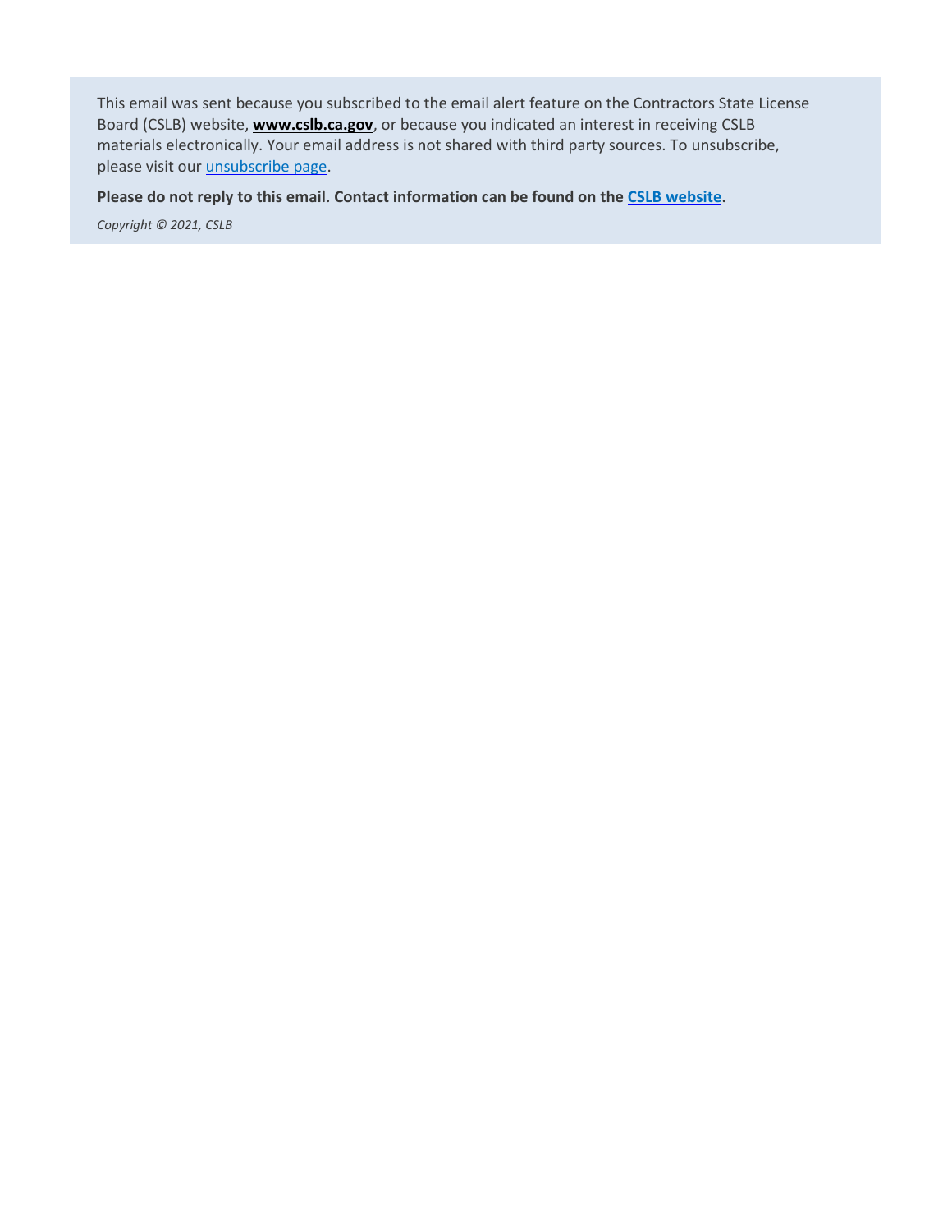This email was sent because you subscribed to the email alert feature on the Contractors State License Board (CSLB) website, **www.cslb.ca.gov**, or because you indicated an interest in receiving CSLB materials electronically. Your email address is not shared with third party sources. To unsubscribe, please visit our unsubscribe page.

**Please do not reply to this email. Contact information can be found on the CSLB website.**

*Copyright © 2021, CSLB*